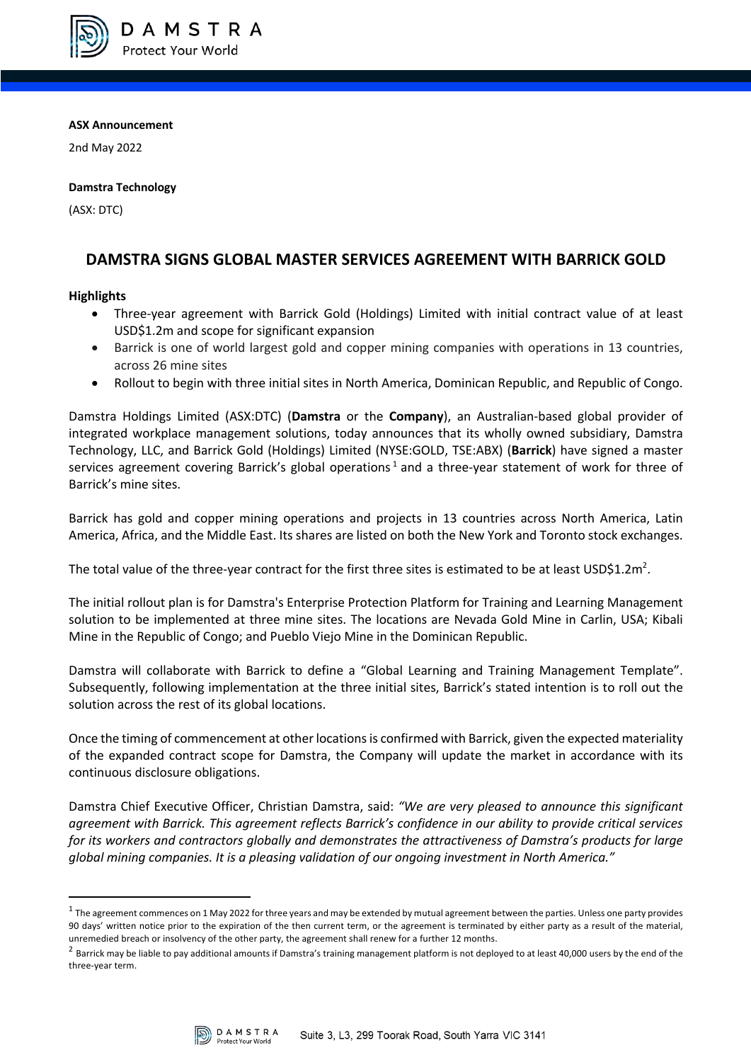**ASX Announcement**

2nd May 2022

**Damstra Technology**

(ASX: DTC)

## DAMSTRA SIGNS GLOBAL MASTER SERVICES AGREEMENT WITH BARRICK GOLD

**Highlights**

- Three-year agreement with Barrick Gold (Holdings) Limited with initial contract value of at least USD$1.2m and scope for significant expansion
- Barrick is one of world largest gold and copper mining companies with operations in 13 countries, across 26 mine sites
- Rollout to begin with three initial sites in North America, Dominican Republic, and Republic of Congo.

Damstra Holdings Limited (ASX:DTC) (**Damstra** or the **Company**), an Australian-based global provider of integrated workplace management solutions, today announces that its wholly owned subsidiary, Damstra Technology, LLC, and Barrick Gold (Holdings) Limited (NYSE:GOLD, TSE:ABX) (**Barrick**) have signed a master services agreement covering Barrick's global operations[1] and a three-year statement of work for three of Barrick's mine sites.

Barrick has gold and copper mining operations and projects in 13 countries across North America, Latin America, Africa, and the Middle East. Its shares are listed on both the New York and Toronto stock exchanges.

The total value of the three-year contract for the first three sites is estimated to be at least USD$1.2m[2].

The initial rollout plan is for Damstra's Enterprise Protection Platform for Training and Learning Management solution to be implemented at three mine sites. The locations are Nevada Gold Mine in Carlin, USA; Kibali Mine in the Republic of Congo; and Pueblo Viejo Mine in the Dominican Republic.

Damstra will collaborate with Barrick to define a "Global Learning and Training Management Template". Subsequently, following implementation at the three initial sites, Barrick's stated intention is to roll out the solution across the rest of its global locations.

Once the timing of commencement at other locations is confirmed with Barrick, given the expected materiality of the expanded contract scope for Damstra, the Company will update the market in accordance with its continuous disclosure obligations.

Damstra Chief Executive Officer, Christian Damstra, said: *"We are very pleased to announce this significant agreement with Barrick. This agreement reflects Barrick's confidence in our ability to provide critical services for its workers and contractors globally and demonstrates the attractiveness of Damstra's products for large global mining companies. It is a pleasing validation of our ongoing investment in North America."*

---

[1] The agreement commences on 1 May 2022 for three years and may be extended by mutual agreement between the parties. Unless one party provides 90 days' written notice prior to the expiration of the then current term, or the agreement is terminated by either party as a result of the material, unremedied breach or insolvency of the other party, the agreement shall renew for a further 12 months.

[2] Barrick may be liable to pay additional amounts if Damstra's training management platform is not deployed to at least 40,000 users by the end of the three-year term.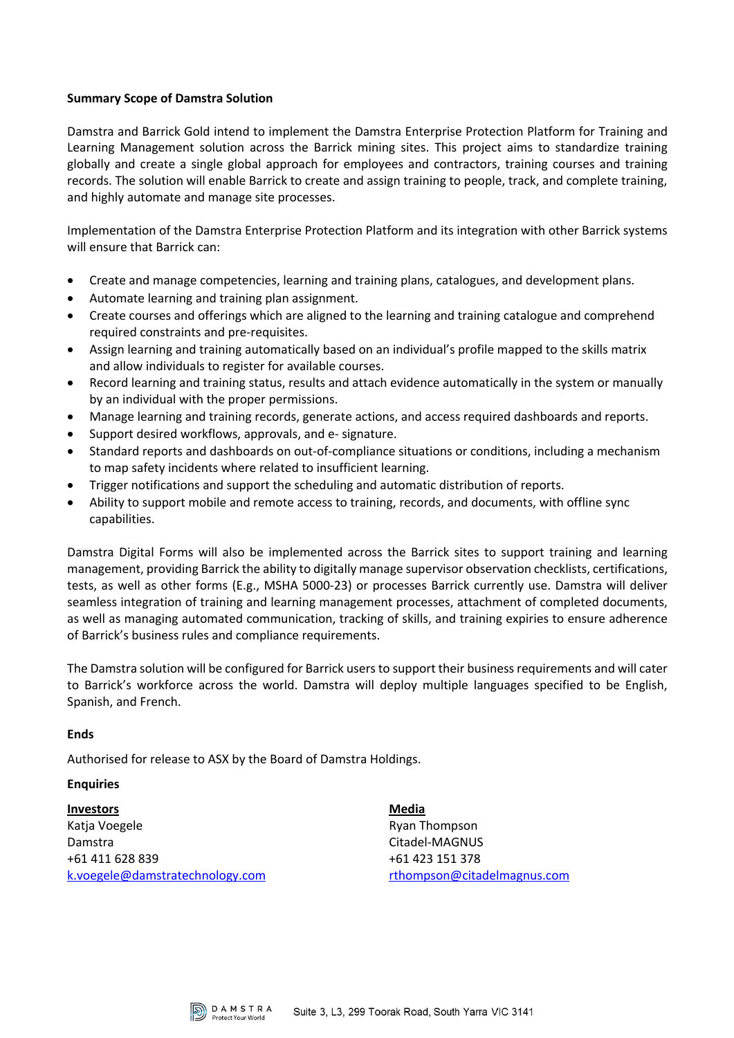**Summary Scope of Damstra Solution**

Damstra and Barrick Gold intend to implement the Damstra Enterprise Protection Platform for Training and Learning Management solution across the Barrick mining sites. This project aims to standardize training globally and create a single global approach for employees and contractors, training courses and training records. The solution will enable Barrick to create and assign training to people, track, and complete training, and highly automate and manage site processes.

Implementation of the Damstra Enterprise Protection Platform and its integration with other Barrick systems will ensure that Barrick can:

- Create and manage competencies, learning and training plans, catalogues, and development plans.
- Automate learning and training plan assignment.
- Create courses and offerings which are aligned to the learning and training catalogue and comprehend required constraints and pre-requisites.
- Assign learning and training automatically based on an individual's profile mapped to the skills matrix and allow individuals to register for available courses.
- Record learning and training status, results and attach evidence automatically in the system or manually by an individual with the proper permissions.
- Manage learning and training records, generate actions, and access required dashboards and reports.
- Support desired workflows, approvals, and e- signature.
- Standard reports and dashboards on out-of-compliance situations or conditions, including a mechanism to map safety incidents where related to insufficient learning.
- Trigger notifications and support the scheduling and automatic distribution of reports.
- Ability to support mobile and remote access to training, records, and documents, with offline sync capabilities.

Damstra Digital Forms will also be implemented across the Barrick sites to support training and learning management, providing Barrick the ability to digitally manage supervisor observation checklists, certifications, tests, as well as other forms (E.g., MSHA 5000-23) or processes Barrick currently use. Damstra will deliver seamless integration of training and learning management processes, attachment of completed documents, as well as managing automated communication, tracking of skills, and training expiries to ensure adherence of Barrick's business rules and compliance requirements.

The Damstra solution will be configured for Barrick users to support their business requirements and will cater to Barrick's workforce across the world. Damstra will deploy multiple languages specified to be English, Spanish, and French.

**Ends**

Authorised for release to ASX by the Board of Damstra Holdings.

**Enquiries**

**Investors**
Katja Voegele
Damstra
+61 411 628 839
k.voegele@damstratechnology.com

**Media**
Ryan Thompson
Citadel-MAGNUS
+61 423 151 378
rthompson@citadelmagnus.com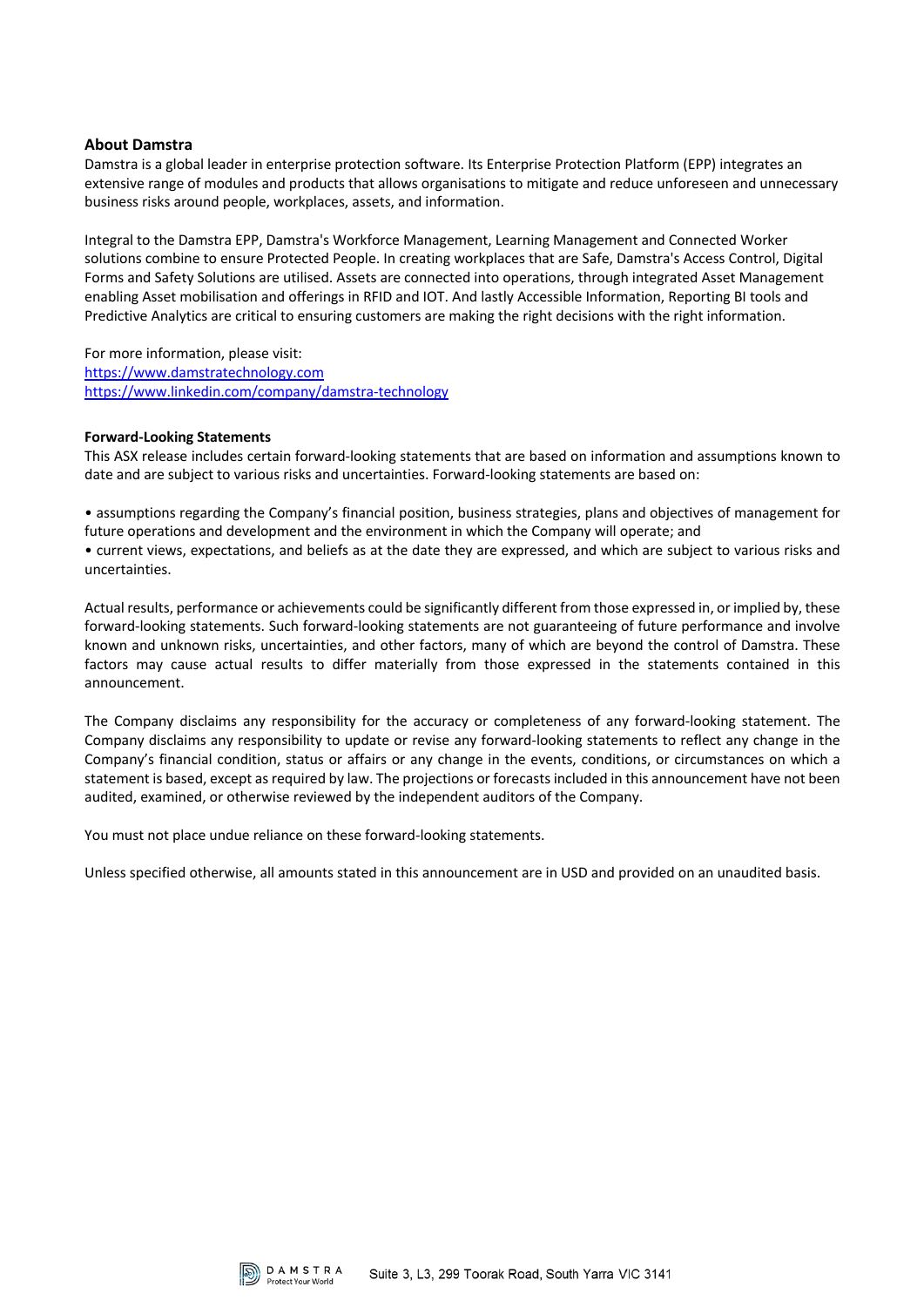## About Damstra

Damstra is a global leader in enterprise protection software. Its Enterprise Protection Platform (EPP) integrates an extensive range of modules and products that allows organisations to mitigate and reduce unforeseen and unnecessary business risks around people, workplaces, assets, and information.

Integral to the Damstra EPP, Damstra's Workforce Management, Learning Management and Connected Worker solutions combine to ensure Protected People. In creating workplaces that are Safe, Damstra's Access Control, Digital Forms and Safety Solutions are utilised. Assets are connected into operations, through integrated Asset Management enabling Asset mobilisation and offerings in RFID and IOT. And lastly Accessible Information, Reporting BI tools and Predictive Analytics are critical to ensuring customers are making the right decisions with the right information.

For more information, please visit:
https://www.damstratechnology.com
https://www.linkedin.com/company/damstra-technology

**Forward-Looking Statements**

This ASX release includes certain forward-looking statements that are based on information and assumptions known to date and are subject to various risks and uncertainties. Forward-looking statements are based on:

- assumptions regarding the Company's financial position, business strategies, plans and objectives of management for future operations and development and the environment in which the Company will operate; and
- current views, expectations, and beliefs as at the date they are expressed, and which are subject to various risks and uncertainties.

Actual results, performance or achievements could be significantly different from those expressed in, or implied by, these forward-looking statements. Such forward-looking statements are not guaranteeing of future performance and involve known and unknown risks, uncertainties, and other factors, many of which are beyond the control of Damstra. These factors may cause actual results to differ materially from those expressed in the statements contained in this announcement.

The Company disclaims any responsibility for the accuracy or completeness of any forward-looking statement. The Company disclaims any responsibility to update or revise any forward-looking statements to reflect any change in the Company's financial condition, status or affairs or any change in the events, conditions, or circumstances on which a statement is based, except as required by law. The projections or forecasts included in this announcement have not been audited, examined, or otherwise reviewed by the independent auditors of the Company.

You must not place undue reliance on these forward-looking statements.

Unless specified otherwise, all amounts stated in this announcement are in USD and provided on an unaudited basis.